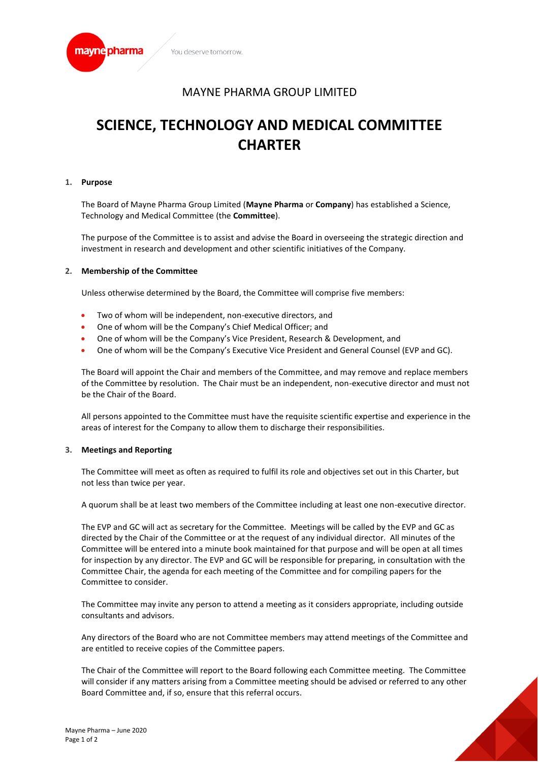MAYNE PHARMA GROUP LIMITED

# SCIENCE, TECHNOLOGY AND MEDICAL COMMITTEE CHARTER

## 1. Purpose

The Board of Mayne Pharma Group Limited (**Mayne Pharma** or **Company**) has established a Science, Technology and Medical Committee (the **Committee**).

The purpose of the Committee is to assist and advise the Board in overseeing the strategic direction and investment in research and development and other scientific initiatives of the Company.

## 2. Membership of the Committee

Unless otherwise determined by the Board, the Committee will comprise five members:

- Two of whom will be independent, non-executive directors, and
- One of whom will be the Company's Chief Medical Officer; and
- One of whom will be the Company's Vice President, Research & Development, and
- One of whom will be the Company's Executive Vice President and General Counsel (EVP and GC).

The Board will appoint the Chair and members of the Committee, and may remove and replace members of the Committee by resolution. The Chair must be an independent, non-executive director and must not be the Chair of the Board.

All persons appointed to the Committee must have the requisite scientific expertise and experience in the areas of interest for the Company to allow them to discharge their responsibilities.

## 3. Meetings and Reporting

The Committee will meet as often as required to fulfil its role and objectives set out in this Charter, but not less than twice per year.

A quorum shall be at least two members of the Committee including at least one non-executive director.

The EVP and GC will act as secretary for the Committee. Meetings will be called by the EVP and GC as directed by the Chair of the Committee or at the request of any individual director. All minutes of the Committee will be entered into a minute book maintained for that purpose and will be open at all times for inspection by any director. The EVP and GC will be responsible for preparing, in consultation with the Committee Chair, the agenda for each meeting of the Committee and for compiling papers for the Committee to consider.

The Committee may invite any person to attend a meeting as it considers appropriate, including outside consultants and advisors.

Any directors of the Board who are not Committee members may attend meetings of the Committee and are entitled to receive copies of the Committee papers.

The Chair of the Committee will report to the Board following each Committee meeting. The Committee will consider if any matters arising from a Committee meeting should be advised or referred to any other Board Committee and, if so, ensure that this referral occurs.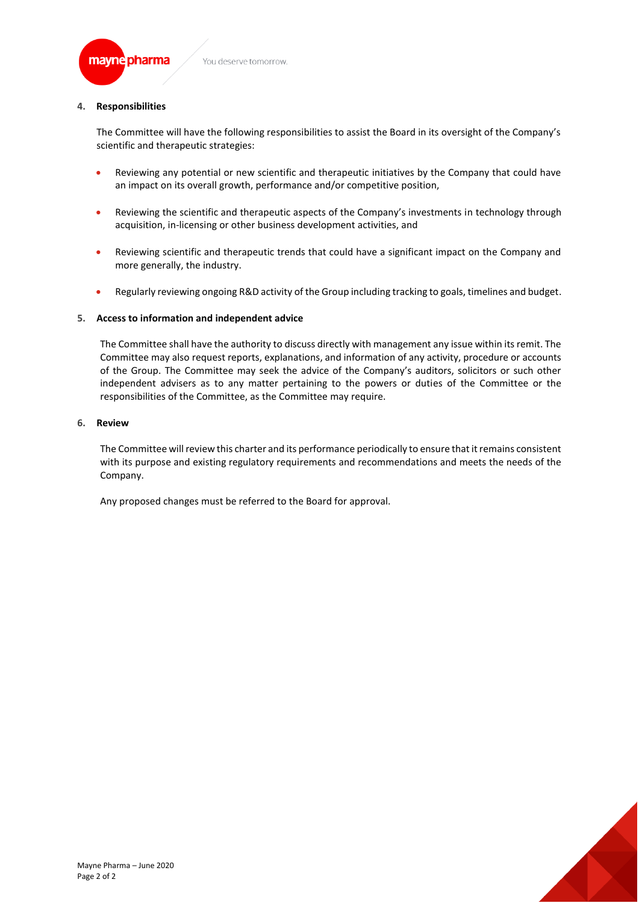## 4. Responsibilities

The Committee will have the following responsibilities to assist the Board in its oversight of the Company's scientific and therapeutic strategies:

- Reviewing any potential or new scientific and therapeutic initiatives by the Company that could have an impact on its overall growth, performance and/or competitive position,
- Reviewing the scientific and therapeutic aspects of the Company's investments in technology through acquisition, in-licensing or other business development activities, and
- Reviewing scientific and therapeutic trends that could have a significant impact on the Company and more generally, the industry.
- Regularly reviewing ongoing R&D activity of the Group including tracking to goals, timelines and budget.

## 5. Access to information and independent advice

The Committee shall have the authority to discuss directly with management any issue within its remit. The Committee may also request reports, explanations, and information of any activity, procedure or accounts of the Group. The Committee may seek the advice of the Company's auditors, solicitors or such other independent advisers as to any matter pertaining to the powers or duties of the Committee or the responsibilities of the Committee, as the Committee may require.

## 6. Review

The Committee will review this charter and its performance periodically to ensure that it remains consistent with its purpose and existing regulatory requirements and recommendations and meets the needs of the Company.

Any proposed changes must be referred to the Board for approval.